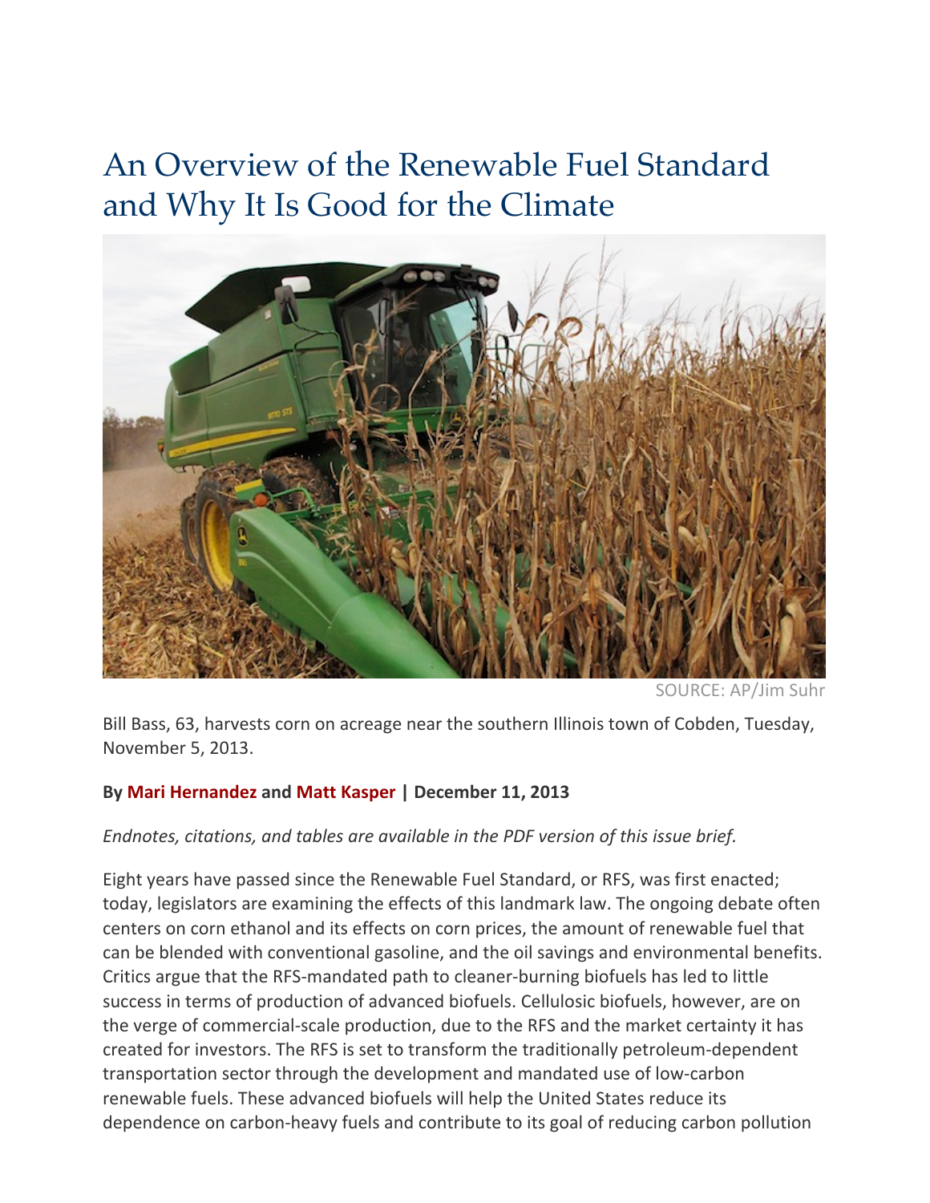# An Overview of the Renewable Fuel Standard and Why It Is Good for the Climate

SOURCE: AP/Jim Suhr

Bill Bass, 63, harvests corn on acreage near the southern Illinois town of Cobden, Tuesday, November 5, 2013.

**By Mari Hernandez and Matt Kasper | December 11, 2013**

*Endnotes, citations, and tables are available in the PDF version of this issue brief.*

Eight years have passed since the Renewable Fuel Standard, or RFS, was first enacted; today, legislators are examining the effects of this landmark law. The ongoing debate often centers on corn ethanol and its effects on corn prices, the amount of renewable fuel that can be blended with conventional gasoline, and the oil savings and environmental benefits. Critics argue that the RFS-mandated path to cleaner-burning biofuels has led to little success in terms of production of advanced biofuels. Cellulosic biofuels, however, are on the verge of commercial-scale production, due to the RFS and the market certainty it has created for investors. The RFS is set to transform the traditionally petroleum-dependent transportation sector through the development and mandated use of low-carbon renewable fuels. These advanced biofuels will help the United States reduce its dependence on carbon-heavy fuels and contribute to its goal of reducing carbon pollution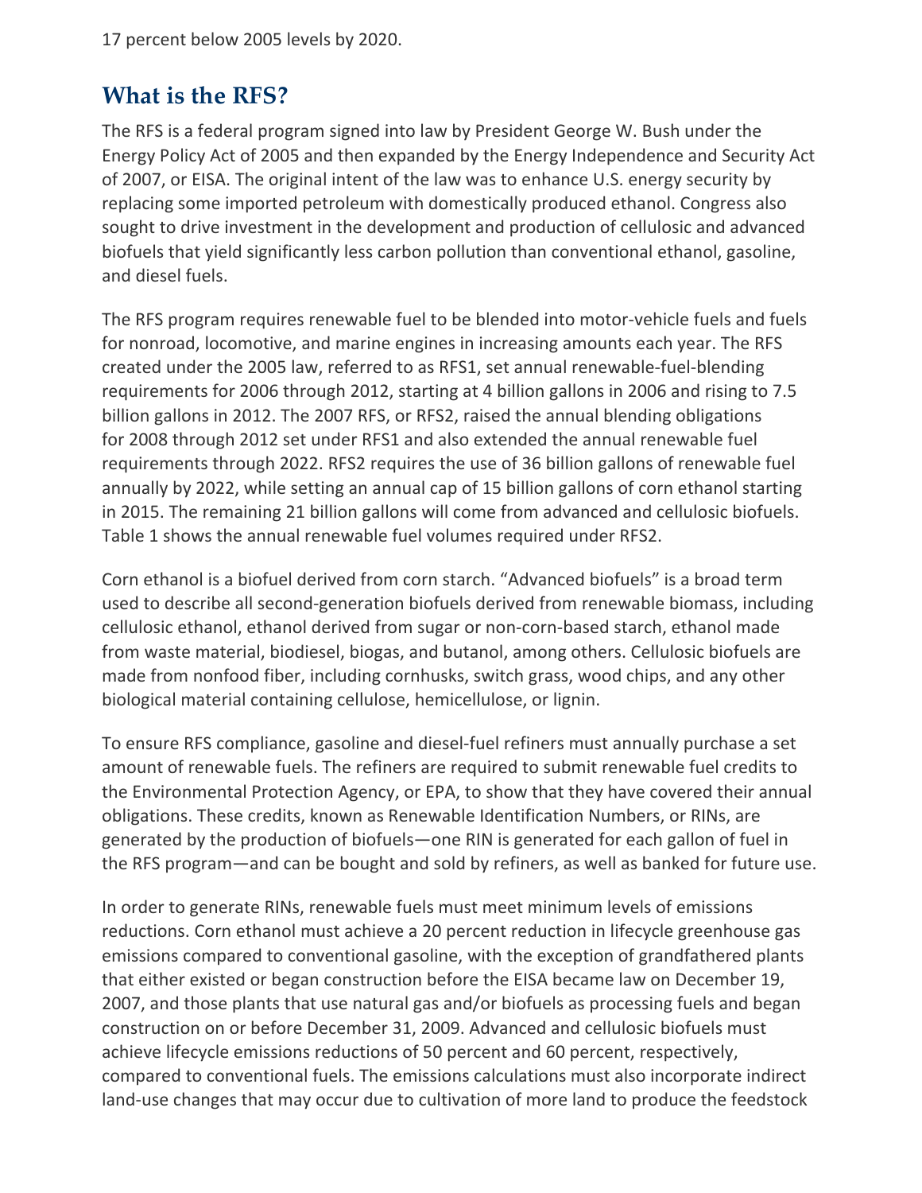17 percent below 2005 levels by 2020.

## What is the RFS?

The RFS is a federal program signed into law by President George W. Bush under the Energy Policy Act of 2005 and then expanded by the Energy Independence and Security Act of 2007, or EISA. The original intent of the law was to enhance U.S. energy security by replacing some imported petroleum with domestically produced ethanol. Congress also sought to drive investment in the development and production of cellulosic and advanced biofuels that yield significantly less carbon pollution than conventional ethanol, gasoline, and diesel fuels.

The RFS program requires renewable fuel to be blended into motor-vehicle fuels and fuels for nonroad, locomotive, and marine engines in increasing amounts each year. The RFS created under the 2005 law, referred to as RFS1, set annual renewable-fuel-blending requirements for 2006 through 2012, starting at 4 billion gallons in 2006 and rising to 7.5 billion gallons in 2012. The 2007 RFS, or RFS2, raised the annual blending obligations for 2008 through 2012 set under RFS1 and also extended the annual renewable fuel requirements through 2022. RFS2 requires the use of 36 billion gallons of renewable fuel annually by 2022, while setting an annual cap of 15 billion gallons of corn ethanol starting in 2015. The remaining 21 billion gallons will come from advanced and cellulosic biofuels. Table 1 shows the annual renewable fuel volumes required under RFS2.

Corn ethanol is a biofuel derived from corn starch. "Advanced biofuels" is a broad term used to describe all second-generation biofuels derived from renewable biomass, including cellulosic ethanol, ethanol derived from sugar or non-corn-based starch, ethanol made from waste material, biodiesel, biogas, and butanol, among others. Cellulosic biofuels are made from nonfood fiber, including cornhusks, switch grass, wood chips, and any other biological material containing cellulose, hemicellulose, or lignin.

To ensure RFS compliance, gasoline and diesel-fuel refiners must annually purchase a set amount of renewable fuels. The refiners are required to submit renewable fuel credits to the Environmental Protection Agency, or EPA, to show that they have covered their annual obligations. These credits, known as Renewable Identification Numbers, or RINs, are generated by the production of biofuels—one RIN is generated for each gallon of fuel in the RFS program—and can be bought and sold by refiners, as well as banked for future use.

In order to generate RINs, renewable fuels must meet minimum levels of emissions reductions. Corn ethanol must achieve a 20 percent reduction in lifecycle greenhouse gas emissions compared to conventional gasoline, with the exception of grandfathered plants that either existed or began construction before the EISA became law on December 19, 2007, and those plants that use natural gas and/or biofuels as processing fuels and began construction on or before December 31, 2009. Advanced and cellulosic biofuels must achieve lifecycle emissions reductions of 50 percent and 60 percent, respectively, compared to conventional fuels. The emissions calculations must also incorporate indirect land-use changes that may occur due to cultivation of more land to produce the feedstock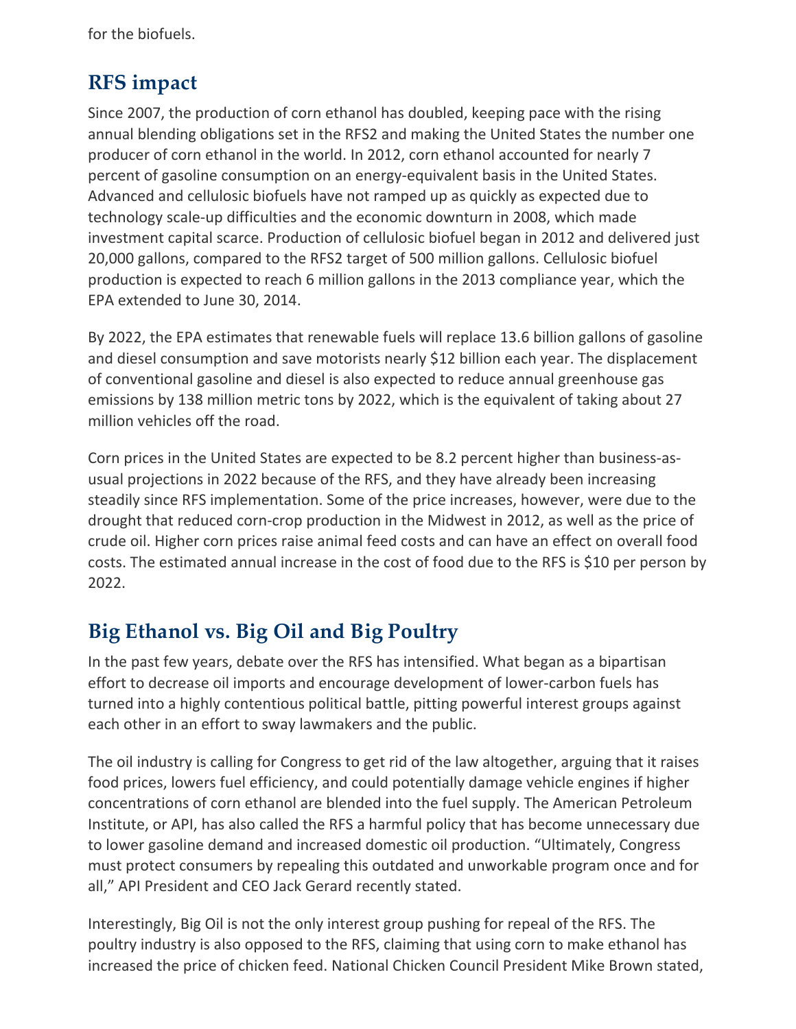for the biofuels.

## RFS impact

Since 2007, the production of corn ethanol has doubled, keeping pace with the rising annual blending obligations set in the RFS2 and making the United States the number one producer of corn ethanol in the world. In 2012, corn ethanol accounted for nearly 7 percent of gasoline consumption on an energy-equivalent basis in the United States. Advanced and cellulosic biofuels have not ramped up as quickly as expected due to technology scale-up difficulties and the economic downturn in 2008, which made investment capital scarce. Production of cellulosic biofuel began in 2012 and delivered just 20,000 gallons, compared to the RFS2 target of 500 million gallons. Cellulosic biofuel production is expected to reach 6 million gallons in the 2013 compliance year, which the EPA extended to June 30, 2014.

By 2022, the EPA estimates that renewable fuels will replace 13.6 billion gallons of gasoline and diesel consumption and save motorists nearly $12 billion each year. The displacement of conventional gasoline and diesel is also expected to reduce annual greenhouse gas emissions by 138 million metric tons by 2022, which is the equivalent of taking about 27 million vehicles off the road.

Corn prices in the United States are expected to be 8.2 percent higher than business-as-usual projections in 2022 because of the RFS, and they have already been increasing steadily since RFS implementation. Some of the price increases, however, were due to the drought that reduced corn-crop production in the Midwest in 2012, as well as the price of crude oil. Higher corn prices raise animal feed costs and can have an effect on overall food costs. The estimated annual increase in the cost of food due to the RFS is $10 per person by 2022.

## Big Ethanol vs. Big Oil and Big Poultry

In the past few years, debate over the RFS has intensified. What began as a bipartisan effort to decrease oil imports and encourage development of lower-carbon fuels has turned into a highly contentious political battle, pitting powerful interest groups against each other in an effort to sway lawmakers and the public.

The oil industry is calling for Congress to get rid of the law altogether, arguing that it raises food prices, lowers fuel efficiency, and could potentially damage vehicle engines if higher concentrations of corn ethanol are blended into the fuel supply. The American Petroleum Institute, or API, has also called the RFS a harmful policy that has become unnecessary due to lower gasoline demand and increased domestic oil production. "Ultimately, Congress must protect consumers by repealing this outdated and unworkable program once and for all," API President and CEO Jack Gerard recently stated.

Interestingly, Big Oil is not the only interest group pushing for repeal of the RFS. The poultry industry is also opposed to the RFS, claiming that using corn to make ethanol has increased the price of chicken feed. National Chicken Council President Mike Brown stated,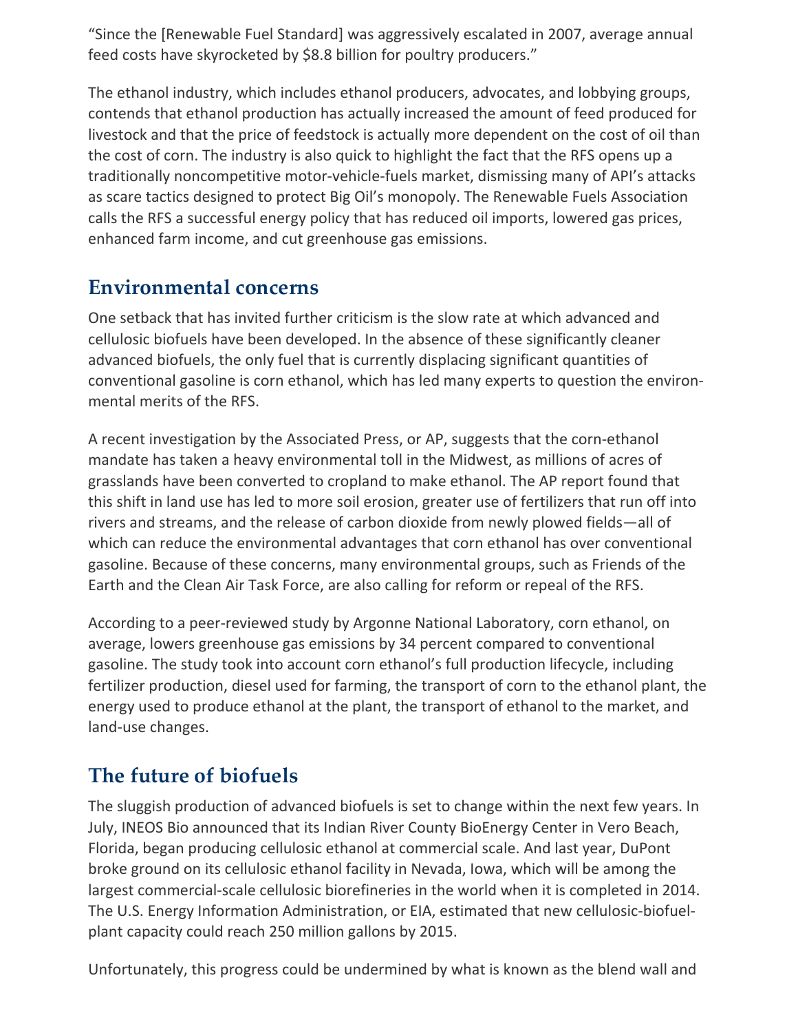"Since the [Renewable Fuel Standard] was aggressively escalated in 2007, average annual feed costs have skyrocketed by $8.8 billion for poultry producers."

The ethanol industry, which includes ethanol producers, advocates, and lobbying groups, contends that ethanol production has actually increased the amount of feed produced for livestock and that the price of feedstock is actually more dependent on the cost of oil than the cost of corn. The industry is also quick to highlight the fact that the RFS opens up a traditionally noncompetitive motor-vehicle-fuels market, dismissing many of API's attacks as scare tactics designed to protect Big Oil's monopoly. The Renewable Fuels Association calls the RFS a successful energy policy that has reduced oil imports, lowered gas prices, enhanced farm income, and cut greenhouse gas emissions.

## Environmental concerns

One setback that has invited further criticism is the slow rate at which advanced and cellulosic biofuels have been developed. In the absence of these significantly cleaner advanced biofuels, the only fuel that is currently displacing significant quantities of conventional gasoline is corn ethanol, which has led many experts to question the environmental merits of the RFS.

A recent investigation by the Associated Press, or AP, suggests that the corn-ethanol mandate has taken a heavy environmental toll in the Midwest, as millions of acres of grasslands have been converted to cropland to make ethanol. The AP report found that this shift in land use has led to more soil erosion, greater use of fertilizers that run off into rivers and streams, and the release of carbon dioxide from newly plowed fields—all of which can reduce the environmental advantages that corn ethanol has over conventional gasoline. Because of these concerns, many environmental groups, such as Friends of the Earth and the Clean Air Task Force, are also calling for reform or repeal of the RFS.

According to a peer-reviewed study by Argonne National Laboratory, corn ethanol, on average, lowers greenhouse gas emissions by 34 percent compared to conventional gasoline. The study took into account corn ethanol's full production lifecycle, including fertilizer production, diesel used for farming, the transport of corn to the ethanol plant, the energy used to produce ethanol at the plant, the transport of ethanol to the market, and land-use changes.

## The future of biofuels

The sluggish production of advanced biofuels is set to change within the next few years. In July, INEOS Bio announced that its Indian River County BioEnergy Center in Vero Beach, Florida, began producing cellulosic ethanol at commercial scale. And last year, DuPont broke ground on its cellulosic ethanol facility in Nevada, Iowa, which will be among the largest commercial-scale cellulosic biorefineries in the world when it is completed in 2014. The U.S. Energy Information Administration, or EIA, estimated that new cellulosic-biofuel-plant capacity could reach 250 million gallons by 2015.

Unfortunately, this progress could be undermined by what is known as the blend wall and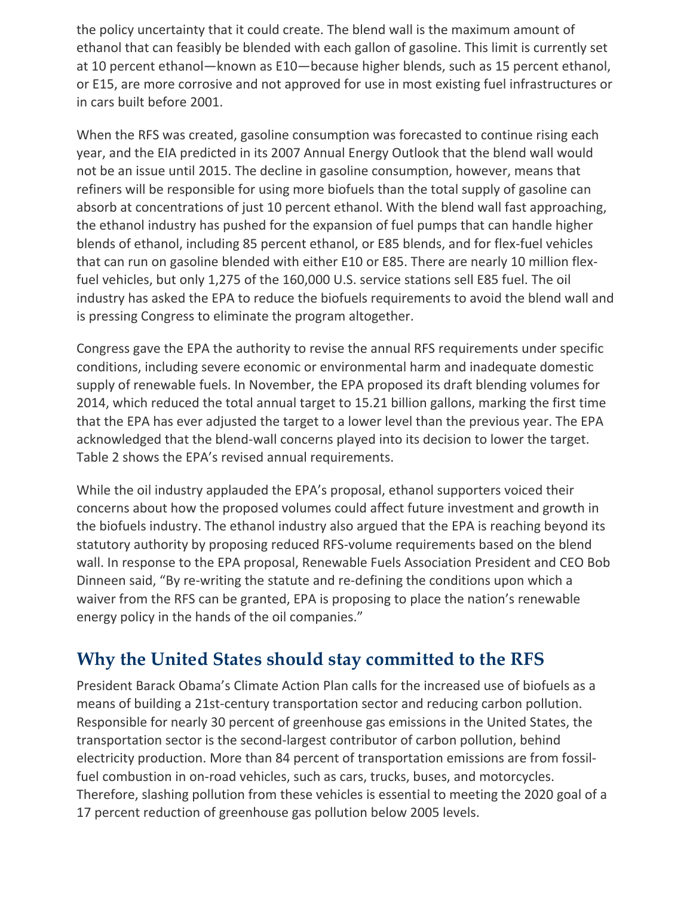the policy uncertainty that it could create. The blend wall is the maximum amount of ethanol that can feasibly be blended with each gallon of gasoline. This limit is currently set at 10 percent ethanol—known as E10—because higher blends, such as 15 percent ethanol, or E15, are more corrosive and not approved for use in most existing fuel infrastructures or in cars built before 2001.

When the RFS was created, gasoline consumption was forecasted to continue rising each year, and the EIA predicted in its 2007 Annual Energy Outlook that the blend wall would not be an issue until 2015. The decline in gasoline consumption, however, means that refiners will be responsible for using more biofuels than the total supply of gasoline can absorb at concentrations of just 10 percent ethanol. With the blend wall fast approaching, the ethanol industry has pushed for the expansion of fuel pumps that can handle higher blends of ethanol, including 85 percent ethanol, or E85 blends, and for flex-fuel vehicles that can run on gasoline blended with either E10 or E85. There are nearly 10 million flex-fuel vehicles, but only 1,275 of the 160,000 U.S. service stations sell E85 fuel. The oil industry has asked the EPA to reduce the biofuels requirements to avoid the blend wall and is pressing Congress to eliminate the program altogether.

Congress gave the EPA the authority to revise the annual RFS requirements under specific conditions, including severe economic or environmental harm and inadequate domestic supply of renewable fuels. In November, the EPA proposed its draft blending volumes for 2014, which reduced the total annual target to 15.21 billion gallons, marking the first time that the EPA has ever adjusted the target to a lower level than the previous year. The EPA acknowledged that the blend-wall concerns played into its decision to lower the target. Table 2 shows the EPA's revised annual requirements.

While the oil industry applauded the EPA's proposal, ethanol supporters voiced their concerns about how the proposed volumes could affect future investment and growth in the biofuels industry. The ethanol industry also argued that the EPA is reaching beyond its statutory authority by proposing reduced RFS-volume requirements based on the blend wall. In response to the EPA proposal, Renewable Fuels Association President and CEO Bob Dinneen said, "By re-writing the statute and re-defining the conditions upon which a waiver from the RFS can be granted, EPA is proposing to place the nation's renewable energy policy in the hands of the oil companies."

## Why the United States should stay committed to the RFS

President Barack Obama's Climate Action Plan calls for the increased use of biofuels as a means of building a 21st-century transportation sector and reducing carbon pollution. Responsible for nearly 30 percent of greenhouse gas emissions in the United States, the transportation sector is the second-largest contributor of carbon pollution, behind electricity production. More than 84 percent of transportation emissions are from fossil-fuel combustion in on-road vehicles, such as cars, trucks, buses, and motorcycles. Therefore, slashing pollution from these vehicles is essential to meeting the 2020 goal of a 17 percent reduction of greenhouse gas pollution below 2005 levels.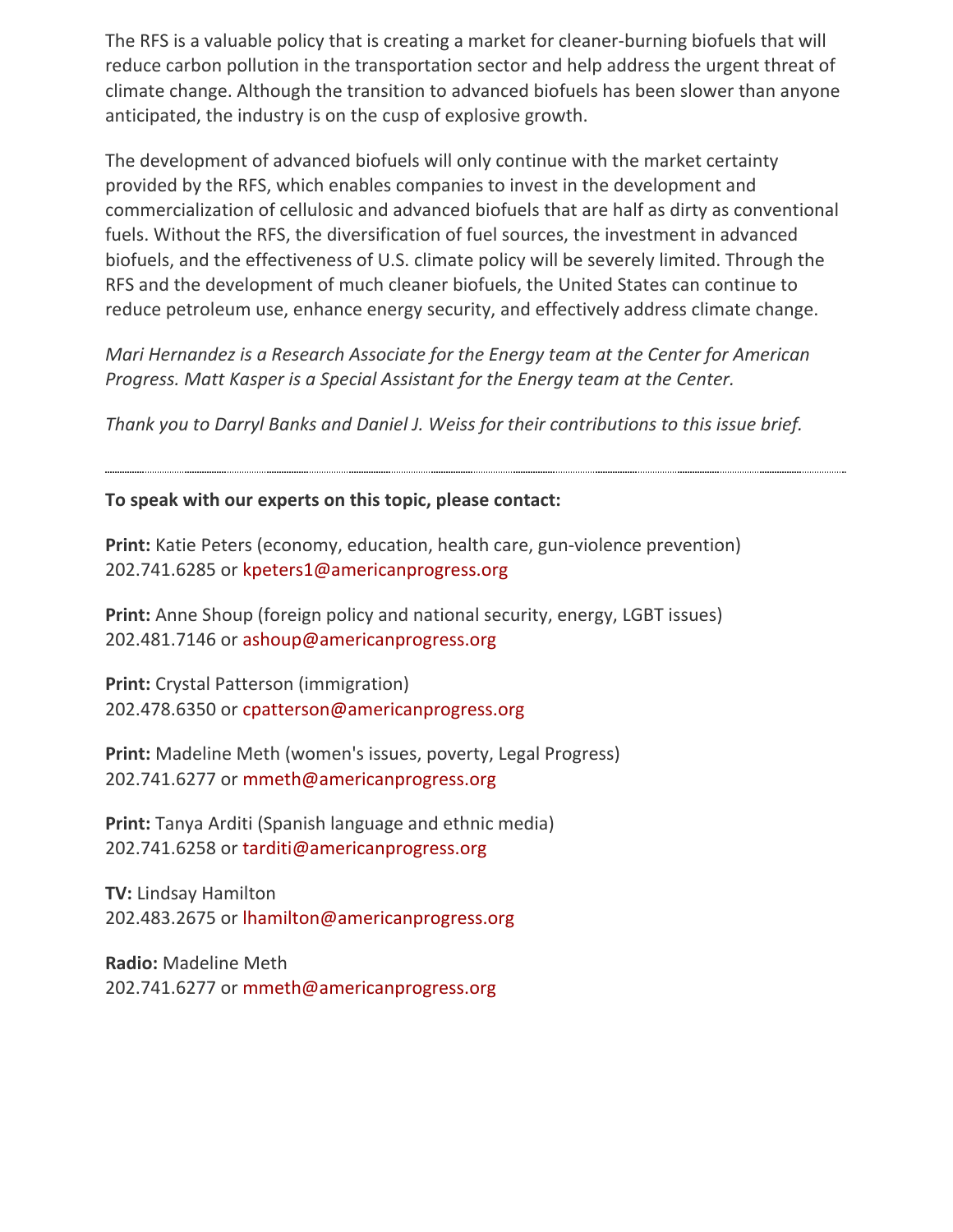The RFS is a valuable policy that is creating a market for cleaner-burning biofuels that will reduce carbon pollution in the transportation sector and help address the urgent threat of climate change. Although the transition to advanced biofuels has been slower than anyone anticipated, the industry is on the cusp of explosive growth.

The development of advanced biofuels will only continue with the market certainty provided by the RFS, which enables companies to invest in the development and commercialization of cellulosic and advanced biofuels that are half as dirty as conventional fuels. Without the RFS, the diversification of fuel sources, the investment in advanced biofuels, and the effectiveness of U.S. climate policy will be severely limited. Through the RFS and the development of much cleaner biofuels, the United States can continue to reduce petroleum use, enhance energy security, and effectively address climate change.

*Mari Hernandez is a Research Associate for the Energy team at the Center for American Progress. Matt Kasper is a Special Assistant for the Energy team at the Center.*

*Thank you to Darryl Banks and Daniel J. Weiss for their contributions to this issue brief.*

---

**To speak with our experts on this topic, please contact:**

**Print:** Katie Peters (economy, education, health care, gun-violence prevention)
202.741.6285 or kpeters1@americanprogress.org

**Print:** Anne Shoup (foreign policy and national security, energy, LGBT issues)
202.481.7146 or ashoup@americanprogress.org

**Print:** Crystal Patterson (immigration)
202.478.6350 or cpatterson@americanprogress.org

**Print:** Madeline Meth (women's issues, poverty, Legal Progress)
202.741.6277 or mmeth@americanprogress.org

**Print:** Tanya Arditi (Spanish language and ethnic media)
202.741.6258 or tarditi@americanprogress.org

**TV:** Lindsay Hamilton
202.483.2675 or lhamilton@americanprogress.org

**Radio:** Madeline Meth
202.741.6277 or mmeth@americanprogress.org